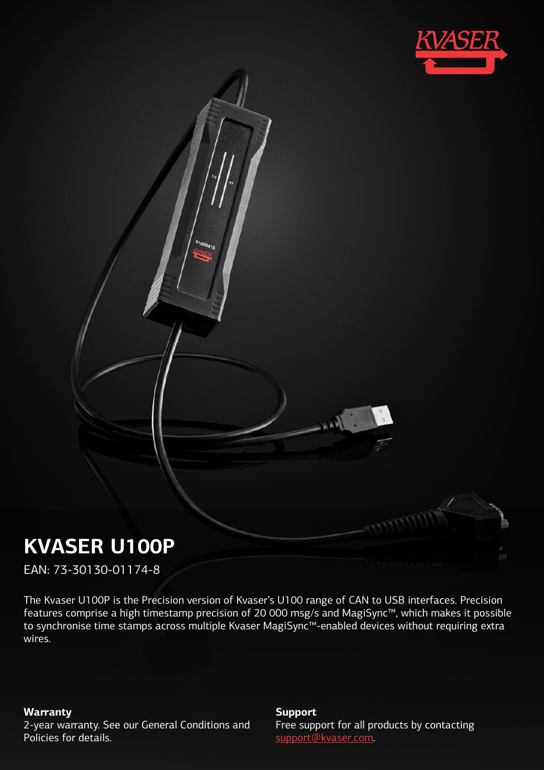# KVASER U100P

EAN: 73-30130-01174-8

The Kvaser U100P is the Precision version of Kvaser's U100 range of CAN to USB interfaces. Precision features comprise a high timestamp precision of 20 000 msg/s and MagiSync™, which makes it possible to synchronise time stamps across multiple Kvaser MagiSync™-enabled devices without requiring extra wires.

**Warranty**
2-year warranty. See our General Conditions and Policies for details.

**Support**
Free support for all products by contacting support@kvaser.com.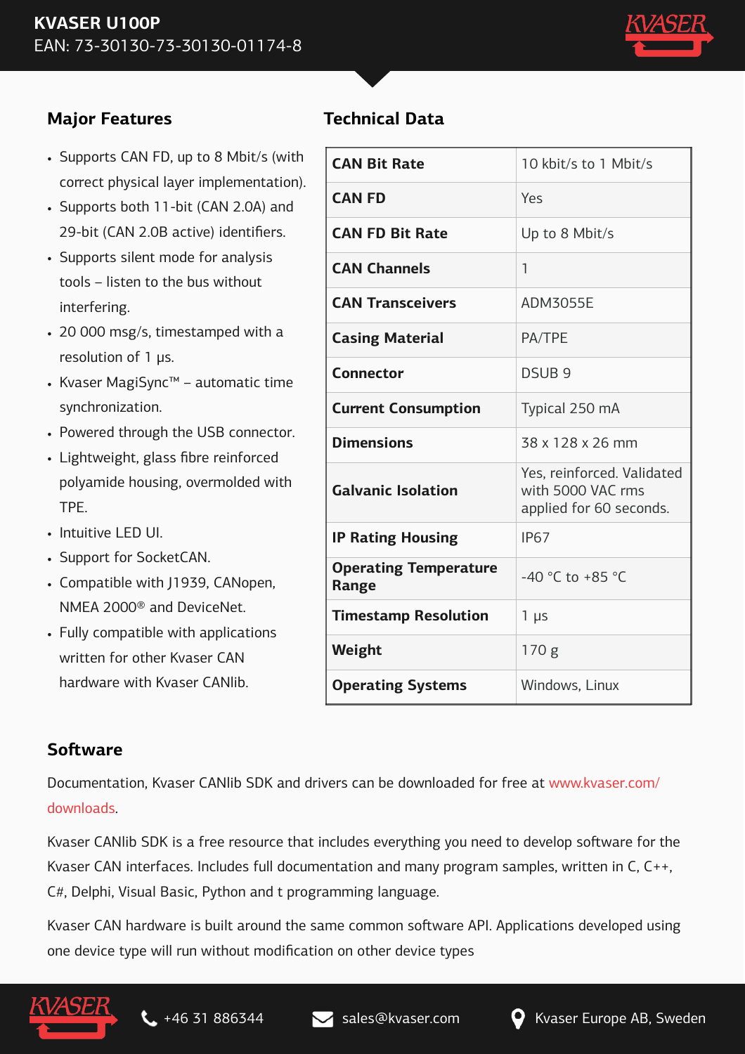# KVASER U100P

EAN: 73-30130-73-30130-01174-8

## Major Features

- Supports CAN FD, up to 8 Mbit/s (with correct physical layer implementation).
- Supports both 11-bit (CAN 2.0A) and 29-bit (CAN 2.0B active) identifiers.
- Supports silent mode for analysis tools – listen to the bus without interfering.
- 20 000 msg/s, timestamped with a resolution of 1 μs.
- Kvaser MagiSync™ – automatic time synchronization.
- Powered through the USB connector.
- Lightweight, glass fibre reinforced polyamide housing, overmolded with TPE.
- Intuitive LED UI.
- Support for SocketCAN.
- Compatible with J1939, CANopen, NMEA 2000® and DeviceNet.
- Fully compatible with applications written for other Kvaser CAN hardware with Kvaser CANlib.

## Technical Data

| | |
|---|---|
| **CAN Bit Rate** | 10 kbit/s to 1 Mbit/s |
| **CAN FD** | Yes |
| **CAN FD Bit Rate** | Up to 8 Mbit/s |
| **CAN Channels** | 1 |
| **CAN Transceivers** | ADM3055E |
| **Casing Material** | PA/TPE |
| **Connector** | DSUB 9 |
| **Current Consumption** | Typical 250 mA |
| **Dimensions** | 38 x 128 x 26 mm |
| **Galvanic Isolation** | Yes, reinforced. Validated with 5000 VAC rms applied for 60 seconds. |
| **IP Rating Housing** | IP67 |
| **Operating Temperature Range** | -40 °C to +85 °C |
| **Timestamp Resolution** | 1 μs |
| **Weight** | 170 g |
| **Operating Systems** | Windows, Linux |

## Software

Documentation, Kvaser CANlib SDK and drivers can be downloaded for free at www.kvaser.com/downloads.

Kvaser CANlib SDK is a free resource that includes everything you need to develop software for the Kvaser CAN interfaces. Includes full documentation and many program samples, written in C, C++, C#, Delphi, Visual Basic, Python and t programming language.

Kvaser CAN hardware is built around the same common software API. Applications developed using one device type will run without modification on other device types

+46 31 886344 sales@kvaser.com Kvaser Europe AB, Sweden